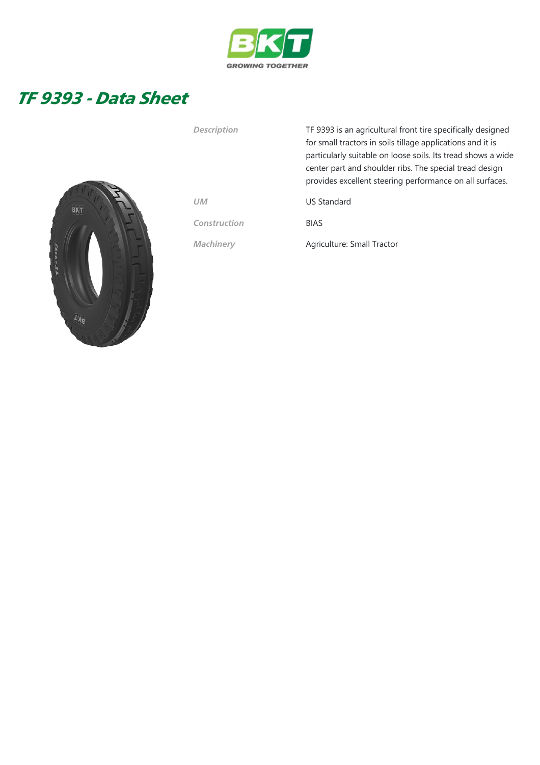# TF 9393 - Data Sheet

| | |
|---|---|
| *Description* | TF 9393 is an agricultural front tire specifically designed for small tractors in soils tillage applications and it is particularly suitable on loose soils. Its tread shows a wide center part and shoulder ribs. The special tread design provides excellent steering performance on all surfaces. |
| *UM* | US Standard |
| *Construction* | BIAS |
| *Machinery* | Agriculture: Small Tractor |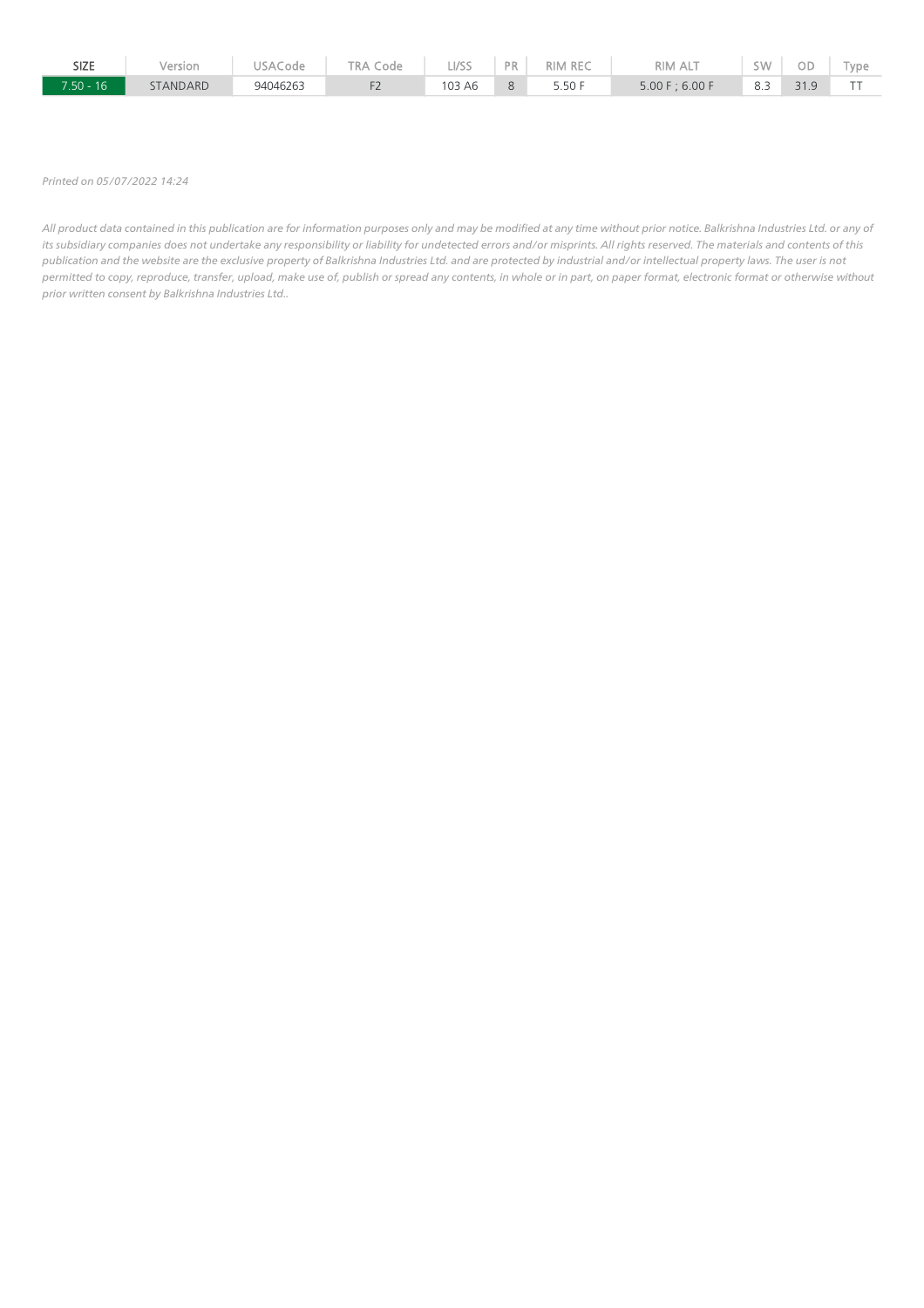| SIZE | Version | USACode | TRA Code | LI/SS | PR | RIM REC | RIM ALT | SW | OD | Type |
|---|---|---|---|---|---|---|---|---|---|---|
| 7.50 - 16 | STANDARD | 94046263 | F2 | 103 A6 | 8 | 5.50 F | 5.00 F ; 6.00 F | 8.3 | 31.9 | TT |

*Printed on 05/07/2022 14:24*

*All product data contained in this publication are for information purposes only and may be modified at any time without prior notice. Balkrishna Industries Ltd. or any of its subsidiary companies does not undertake any responsibility or liability for undetected errors and/or misprints. All rights reserved. The materials and contents of this publication and the website are the exclusive property of Balkrishna Industries Ltd. and are protected by industrial and/or intellectual property laws. The user is not permitted to copy, reproduce, transfer, upload, make use of, publish or spread any contents, in whole or in part, on paper format, electronic format or otherwise without prior written consent by Balkrishna Industries Ltd..*